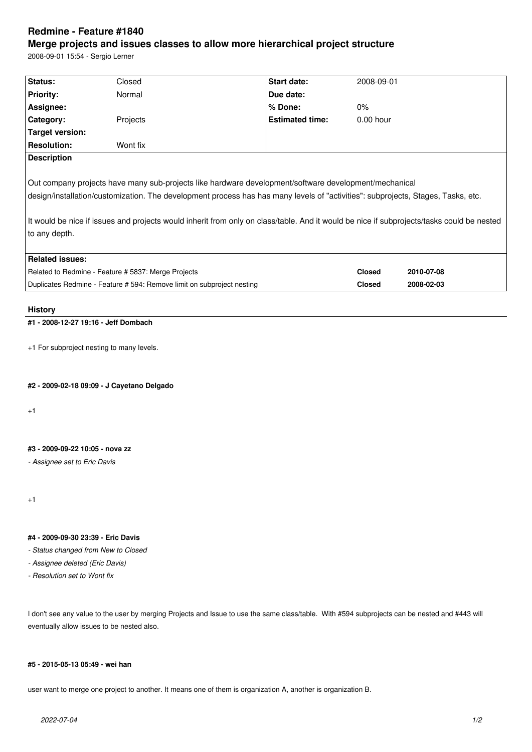# Redmine - Feature #1840

## Merge projects and issues classes to allow more hierarchical project structure

2008-09-01 15:54 - Sergio Lerner

| Status: | Closed | Start date: | 2008-09-01 |
|---|---|---|---|
| Priority: | Normal | Due date: | |
| Assignee: | | % Done: | 0% |
| Category: | Projects | Estimated time: | 0.00 hour |
| Target version: | | | |
| Resolution: | Wont fix | | |

**Description**

Out company projects have many sub-projects like hardware development/software development/mechanical design/installation/customization. The development process has has many levels of "activities": subprojects, Stages, Tasks, etc.

It would be nice if issues and projects would inherit from only on class/table. And it would be nice if subprojects/tasks could be nested to any depth.

**Related issues:**

| | | |
|---|---|---|
| Related to Redmine - Feature # 5837: Merge Projects | **Closed** | **2010-07-08** |
| Duplicates Redmine - Feature # 594: Remove limit on subproject nesting | **Closed** | **2008-02-03** |

### History

#### #1 - 2008-12-27 19:16 - Jeff Dombach

+1 For subproject nesting to many levels.

#### #2 - 2009-02-18 09:09 - J Cayetano Delgado

+1

#### #3 - 2009-09-22 10:05 - nova zz

*- Assignee set to Eric Davis*

+1

#### #4 - 2009-09-30 23:39 - Eric Davis

*- Status changed from New to Closed*
*- Assignee deleted (Eric Davis)*
*- Resolution set to Wont fix*

I don't see any value to the user by merging Projects and Issue to use the same class/table. With #594 subprojects can be nested and #443 will eventually allow issues to be nested also.

#### #5 - 2015-05-13 05:49 - wei han

user want to merge one project to another. It means one of them is organization A, another is organization B.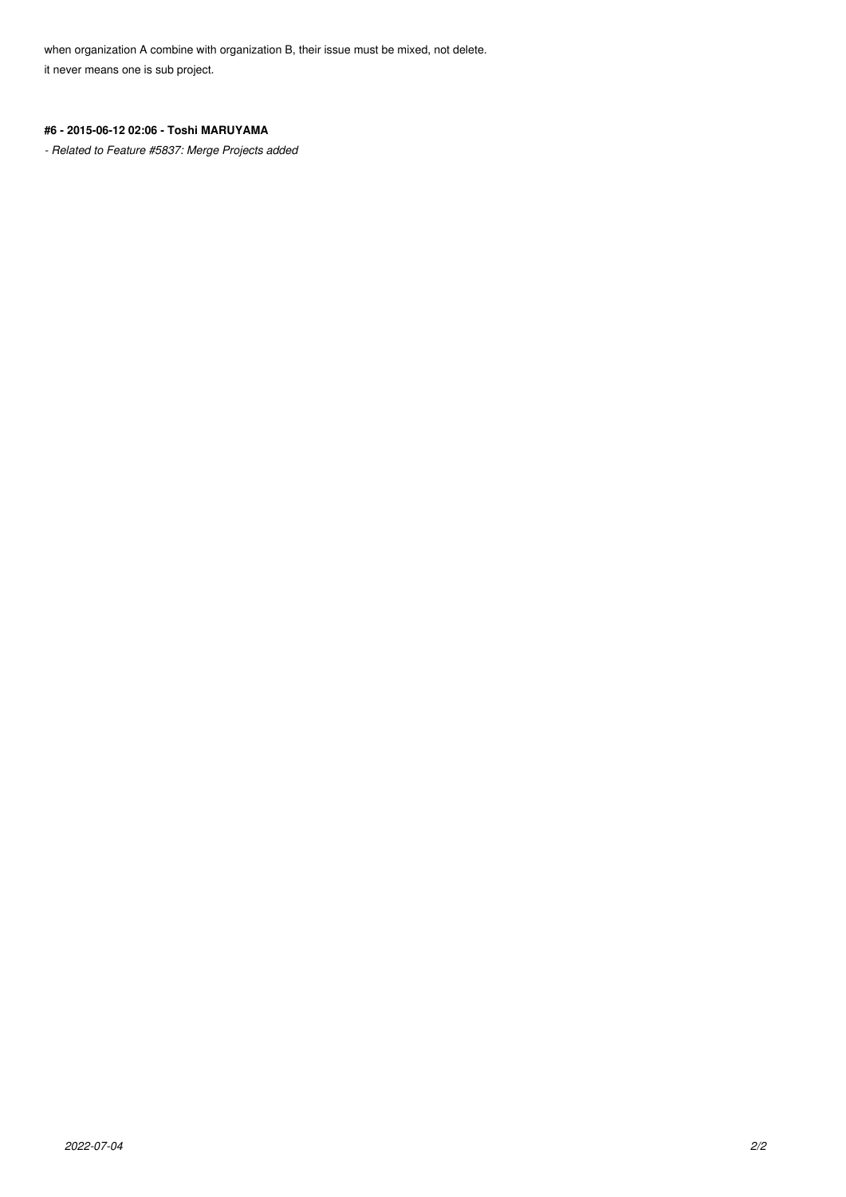when organization A combine with organization B, their issue must be mixed, not delete.
it never means one is sub project.

**#6 - 2015-06-12 02:06 - Toshi MARUYAMA**

*- Related to Feature #5837: Merge Projects added*